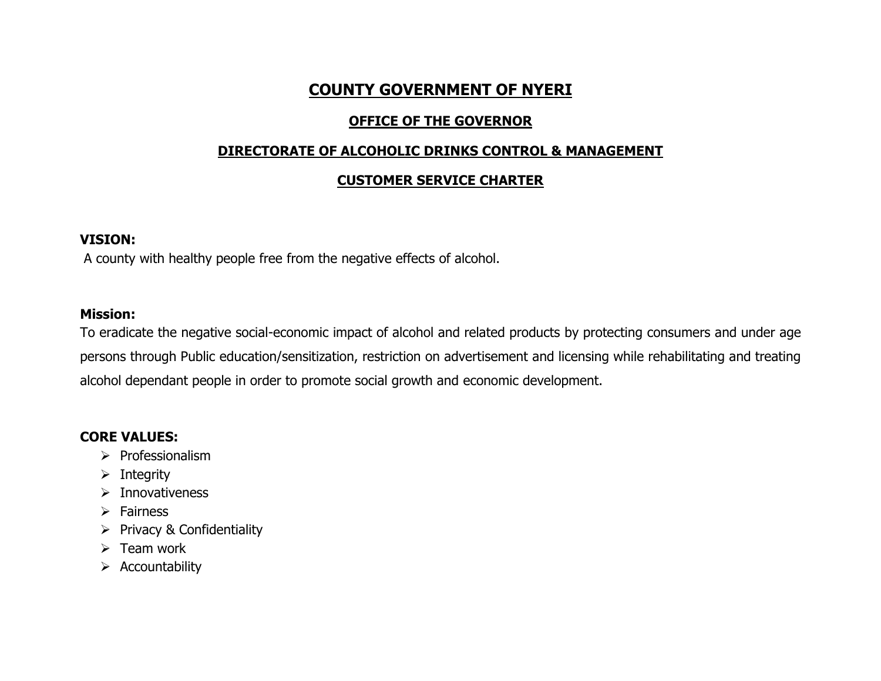# COUNTY GOVERNMENT OF NYERI

## OFFICE OF THE GOVERNOR

## DIRECTORATE OF ALCOHOLIC DRINKS CONTROL & MANAGEMENT

## CUSTOMER SERVICE CHARTER

**VISION:**

A county with healthy people free from the negative effects of alcohol.

**Mission:**

To eradicate the negative social-economic impact of alcohol and related products by protecting consumers and under age persons through Public education/sensitization, restriction on advertisement and licensing while rehabilitating and treating alcohol dependant people in order to promote social growth and economic development.

**CORE VALUES:**

- Professionalism
- Integrity
- Innovativeness
- Fairness
- Privacy & Confidentiality
- Team work
- Accountability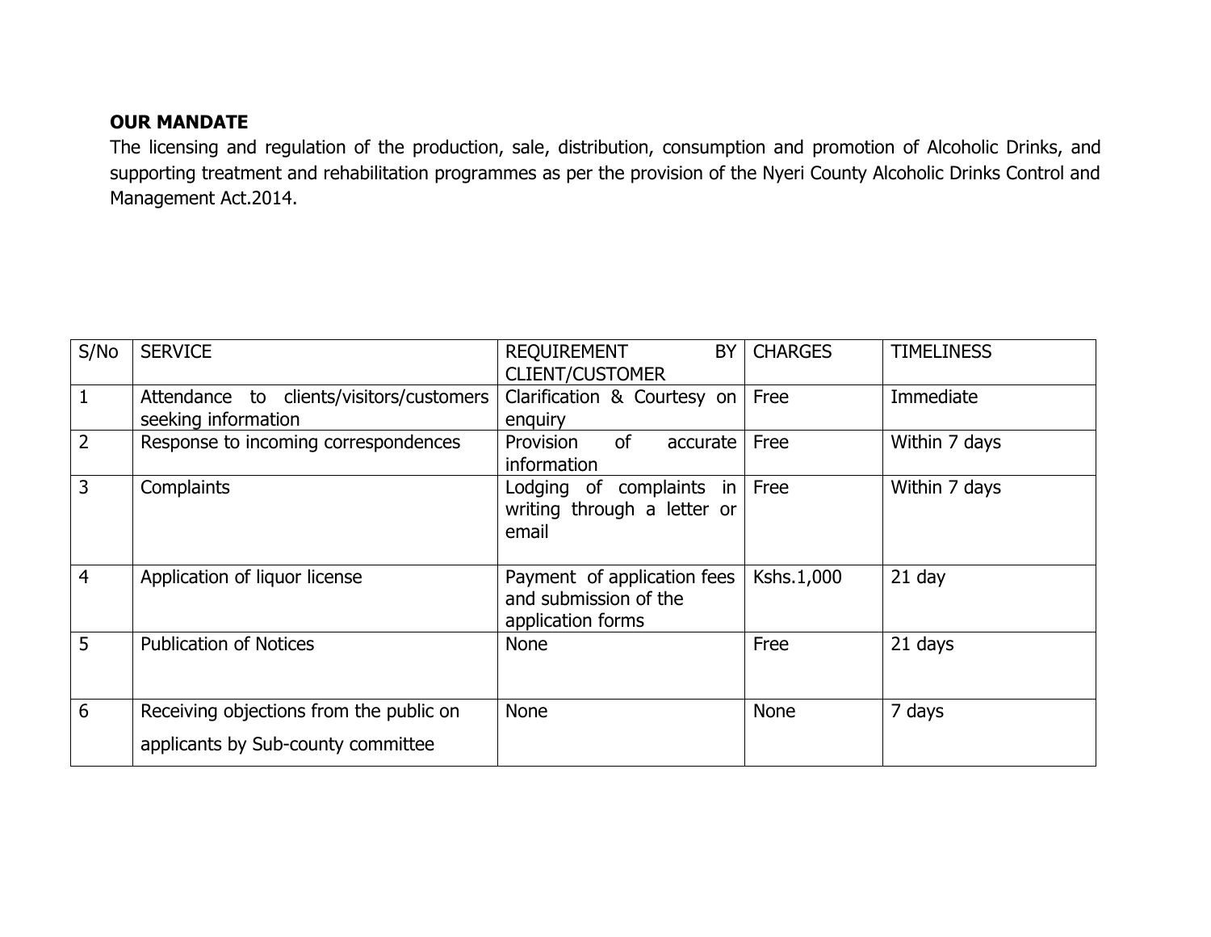**OUR MANDATE**

The licensing and regulation of the production, sale, distribution, consumption and promotion of Alcoholic Drinks, and supporting treatment and rehabilitation programmes as per the provision of the Nyeri County Alcoholic Drinks Control and Management Act.2014.

| S/No | SERVICE | REQUIREMENT BY CLIENT/CUSTOMER | CHARGES | TIMELINESS |
|---|---|---|---|---|
| 1 | Attendance to clients/visitors/customers seeking information | Clarification & Courtesy on enquiry | Free | Immediate |
| 2 | Response to incoming correspondences | Provision of accurate information | Free | Within 7 days |
| 3 | Complaints | Lodging of complaints in writing through a letter or email | Free | Within 7 days |
| 4 | Application of liquor license | Payment of application fees and submission of the application forms | Kshs.1,000 | 21 day |
| 5 | Publication of Notices | None | Free | 21 days |
| 6 | Receiving objections from the public on applicants by Sub-county committee | None | None | 7 days |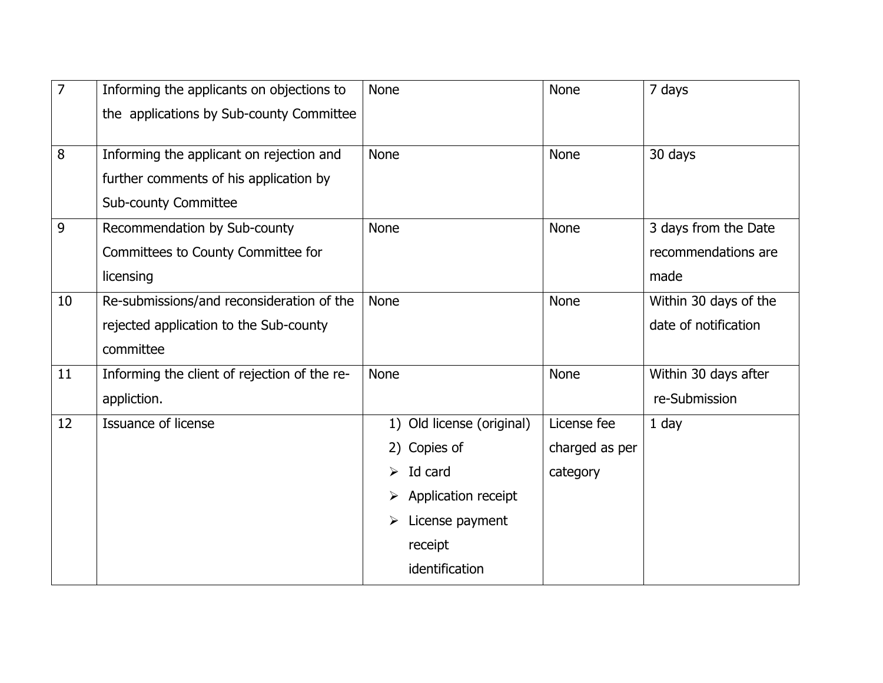| 7 | Informing the applicants on objections to the applications by Sub-county Committee | None | None | 7 days |
|---|---|---|---|---|
| 8 | Informing the applicant on rejection and further comments of his application by Sub-county Committee | None | None | 30 days |
| 9 | Recommendation by Sub-county Committees to County Committee for licensing | None | None | 3 days from the Date recommendations are made |
| 10 | Re-submissions/and reconsideration of the rejected application to the Sub-county committee | None | None | Within 30 days of the date of notification |
| 11 | Informing the client of rejection of the re-appliction. | None | None | Within 30 days after re-Submission |
| 12 | Issuance of license | 1) Old license (original)<br>2) Copies of<br>➢ Id card<br>➢ Application receipt<br>➢ License payment receipt identification | License fee charged as per category | 1 day |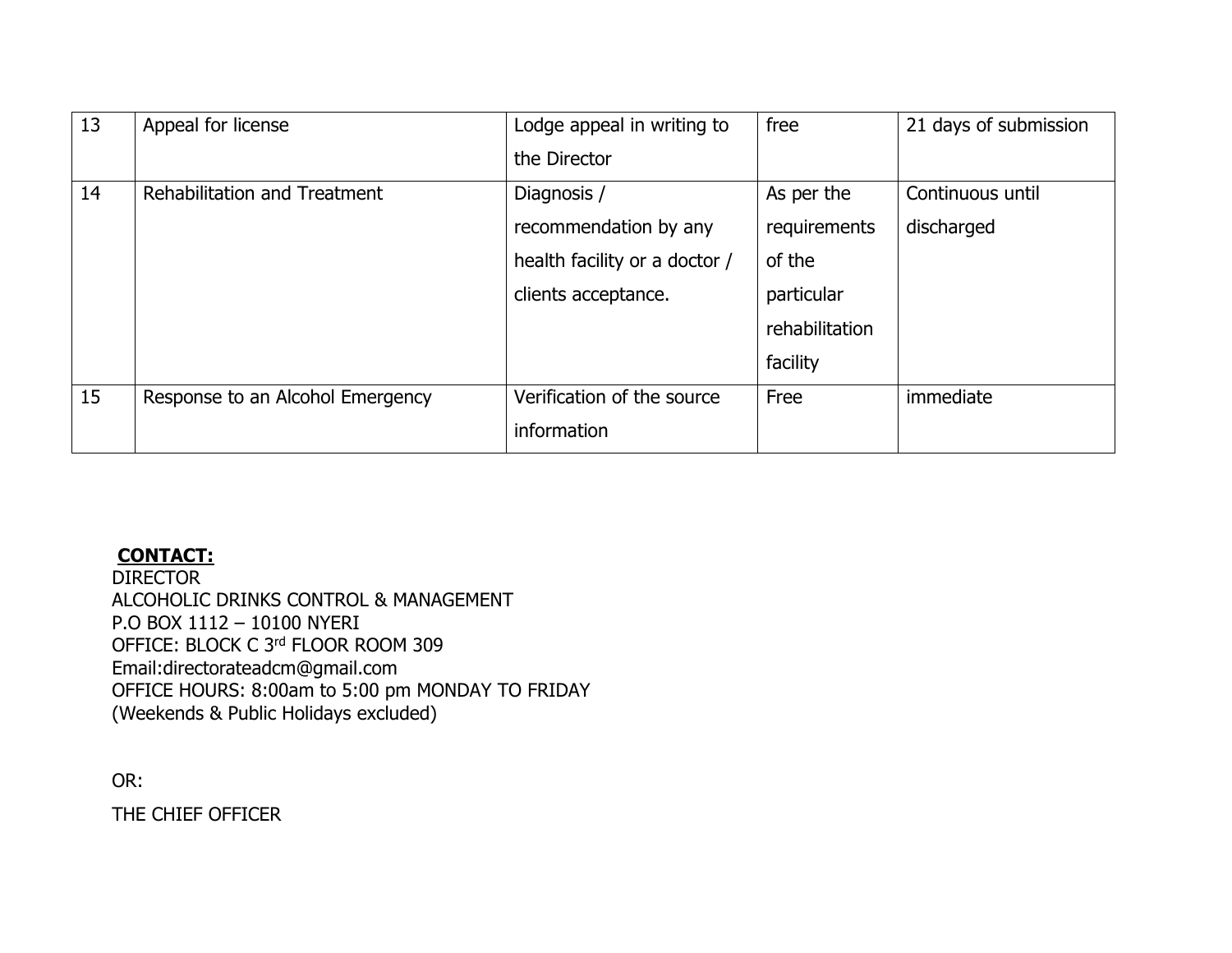| 13 | Appeal for license | Lodge appeal in writing to the Director | free | 21 days of submission |
|---|---|---|---|---|
| 14 | Rehabilitation and Treatment | Diagnosis / recommendation by any health facility or a doctor / clients acceptance. | As per the requirements of the particular rehabilitation facility | Continuous until discharged |
| 15 | Response to an Alcohol Emergency | Verification of the source information | Free | immediate |

**CONTACT:**

DIRECTOR
ALCOHOLIC DRINKS CONTROL & MANAGEMENT
P.O BOX 1112 – 10100 NYERI
OFFICE: BLOCK C 3rd FLOOR ROOM 309
Email:directorateadcm@gmail.com
OFFICE HOURS: 8:00am to 5:00 pm MONDAY TO FRIDAY
(Weekends & Public Holidays excluded)

OR:

THE CHIEF OFFICER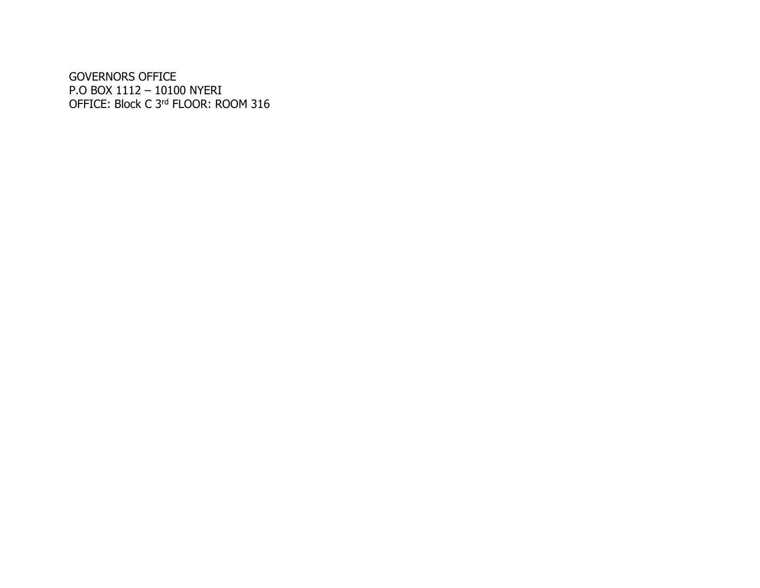GOVERNORS OFFICE
P.O BOX 1112 – 10100 NYERI
OFFICE: Block C 3rd FLOOR: ROOM 316